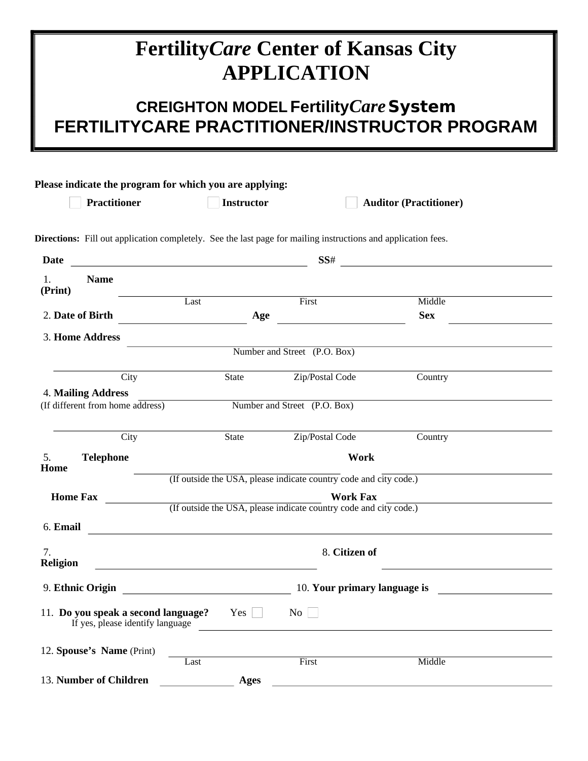# Fertility*Care* Center of Kansas City APPLICATION

## CREIGHTON MODEL Fertility*Care* System
## FERTILITYCARE PRACTITIONER/INSTRUCTOR PROGRAM

**Please indicate the program for which you are applying:**

☐ **Practitioner** ☐ **Instructor** ☐ **Auditor (Practitioner)**

**Directions:** Fill out application completely. See the last page for mailing instructions and application fees.

**Date** ______________________ **SS#** ______________________

1. **Name (Print)** ______________________________________________
Last First Middle

2. **Date of Birth** ______________ **Age** ______________ **Sex** ______________

3. **Home Address** ______________________________________________
Number and Street (P.O. Box)

______________________________________________
City State Zip/Postal Code Country

4. **Mailing Address** ______________________________________________
(If different from home address) Number and Street (P.O. Box)

______________________________________________
City State Zip/Postal Code Country

5. **Telephone Home** ______________________ **Work** ______________________
(If outside the USA, please indicate country code and city code.)

**Home Fax** ______________________ **Work Fax** ______________________
(If outside the USA, please indicate country code and city code.)

6. **Email** ______________________________________________

7. **Religion** ______________________ 8. **Citizen of** ______________________

9. **Ethnic Origin** ______________________ 10. **Your primary language is** ______________

11. **Do you speak a second language?** Yes ☐ No ☐
If yes, please identify language ______________________________________________

12. **Spouse's Name** (Print) ______________________________________________
Last First Middle

13. **Number of Children** __________ **Ages** ______________________________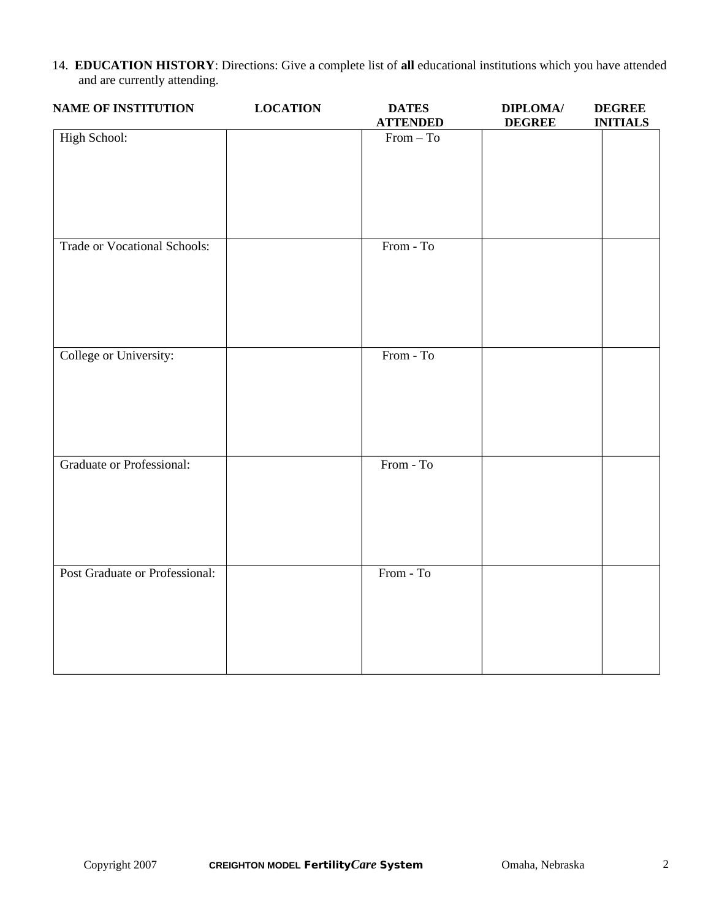14. **EDUCATION HISTORY**: Directions: Give a complete list of **all** educational institutions which you have attended and are currently attending.

| NAME OF INSTITUTION | LOCATION | DATES ATTENDED | DIPLOMA/ DEGREE | DEGREE INITIALS |
|---|---|---|---|---|
| High School: | | From – To | | |
| Trade or Vocational Schools: | | From - To | | |
| College or University: | | From - To | | |
| Graduate or Professional: | | From - To | | |
| Post Graduate or Professional: | | From - To | | |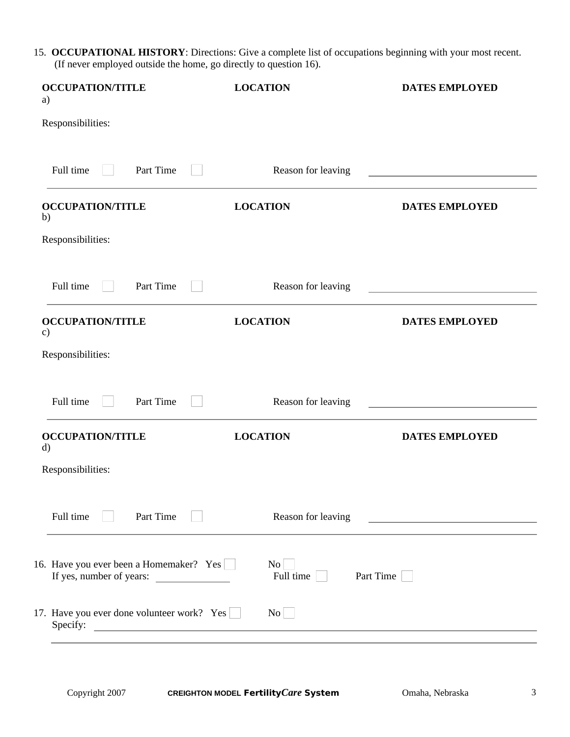15. **OCCUPATIONAL HISTORY**: Directions: Give a complete list of occupations beginning with your most recent. (If never employed outside the home, go directly to question 16).

| **OCCUPATION/TITLE** | **LOCATION** | **DATES EMPLOYED** |
|---|---|---|
| a) | | |

Responsibilities:

Full time ☐ Part Time ☐ Reason for leaving ____________________

---

| **OCCUPATION/TITLE** | **LOCATION** | **DATES EMPLOYED** |
|---|---|---|
| b) | | |

Responsibilities:

Full time ☐ Part Time ☐ Reason for leaving ____________________

---

| **OCCUPATION/TITLE** | **LOCATION** | **DATES EMPLOYED** |
|---|---|---|
| c) | | |

Responsibilities:

Full time ☐ Part Time ☐ Reason for leaving ____________________

---

| **OCCUPATION/TITLE** | **LOCATION** | **DATES EMPLOYED** |
|---|---|---|
| d) | | |

Responsibilities:

Full time ☐ Part Time ☐ Reason for leaving ____________________

---

16. Have you ever been a Homemaker? Yes ☐ No ☐
    If yes, number of years: __________ Full time ☐ Part Time ☐

17. Have you ever done volunteer work? Yes ☐ No ☐
    Specify: ____________________________________________

    ____________________________________________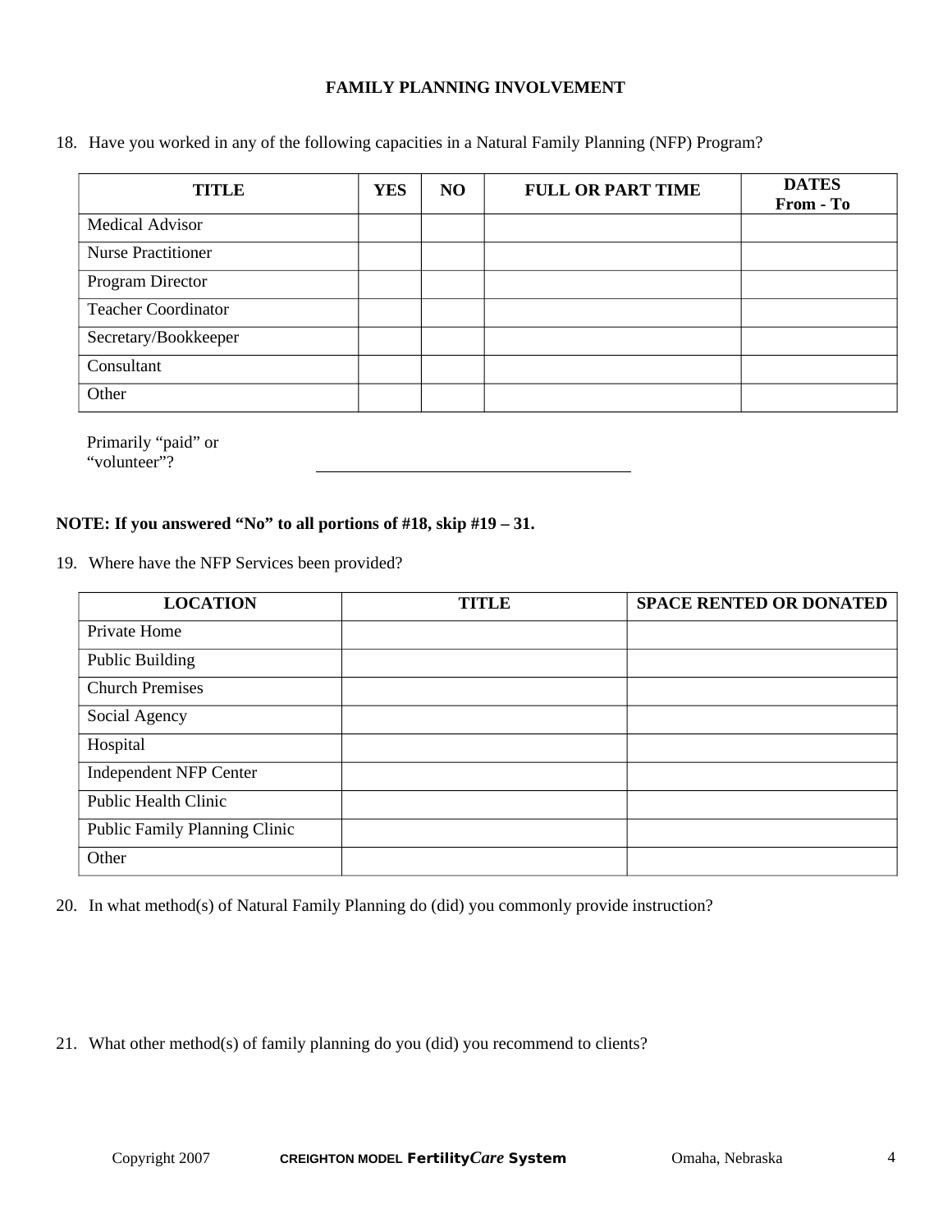## FAMILY PLANNING INVOLVEMENT

18. Have you worked in any of the following capacities in a Natural Family Planning (NFP) Program?

| TITLE | YES | NO | FULL OR PART TIME | DATES From - To |
|---|---|---|---|---|
| Medical Advisor | | | | |
| Nurse Practitioner | | | | |
| Program Director | | | | |
| Teacher Coordinator | | | | |
| Secretary/Bookkeeper | | | | |
| Consultant | | | | |
| Other | | | | |

Primarily "paid" or "volunteer"? ____________________

**NOTE: If you answered "No" to all portions of #18, skip #19 – 31.**

19. Where have the NFP Services been provided?

| LOCATION | TITLE | SPACE RENTED OR DONATED |
|---|---|---|
| Private Home | | |
| Public Building | | |
| Church Premises | | |
| Social Agency | | |
| Hospital | | |
| Independent NFP Center | | |
| Public Health Clinic | | |
| Public Family Planning Clinic | | |
| Other | | |

20. In what method(s) of Natural Family Planning do (did) you commonly provide instruction?

21. What other method(s) of family planning do you (did) you recommend to clients?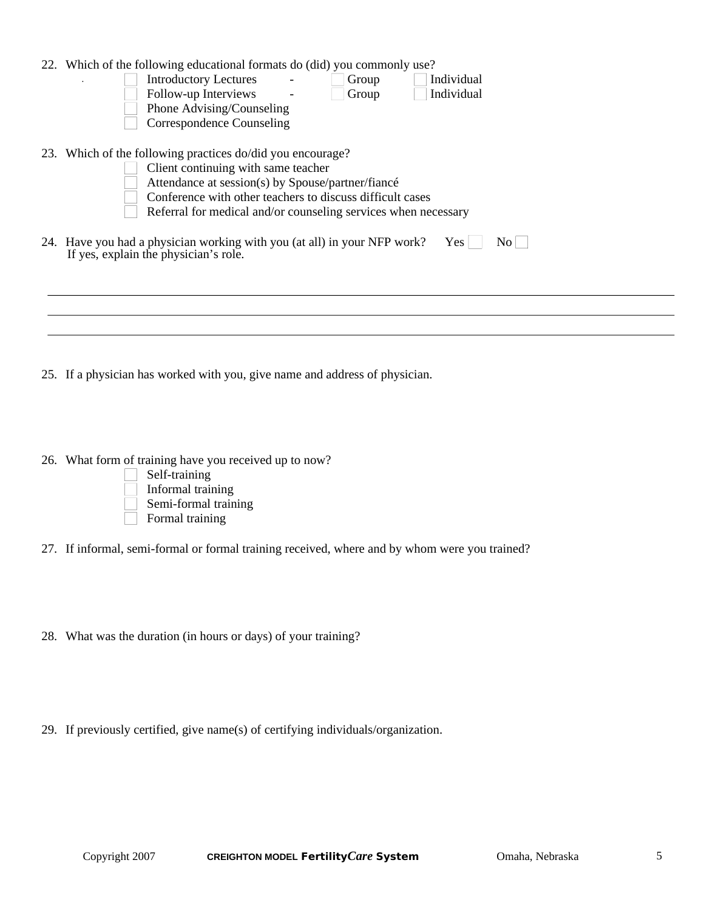22. Which of the following educational formats do (did) you commonly use?
    - ☐ Introductory Lectures - ☐ Group ☐ Individual
    - ☐ Follow-up Interviews - ☐ Group ☐ Individual
    - ☐ Phone Advising/Counseling
    - ☐ Correspondence Counseling

23. Which of the following practices do/did you encourage?
    - ☐ Client continuing with same teacher
    - ☐ Attendance at session(s) by Spouse/partner/fiancé
    - ☐ Conference with other teachers to discuss difficult cases
    - ☐ Referral for medical and/or counseling services when necessary

24. Have you had a physician working with you (at all) in your NFP work? Yes ☐ No ☐
    If yes, explain the physician's role.

    ______________________________________________________________________________

    ______________________________________________________________________________

    ______________________________________________________________________________

25. If a physician has worked with you, give name and address of physician.

26. What form of training have you received up to now?
    - ☐ Self-training
    - ☐ Informal training
    - ☐ Semi-formal training
    - ☐ Formal training

27. If informal, semi-formal or formal training received, where and by whom were you trained?

28. What was the duration (in hours or days) of your training?

29. If previously certified, give name(s) of certifying individuals/organization.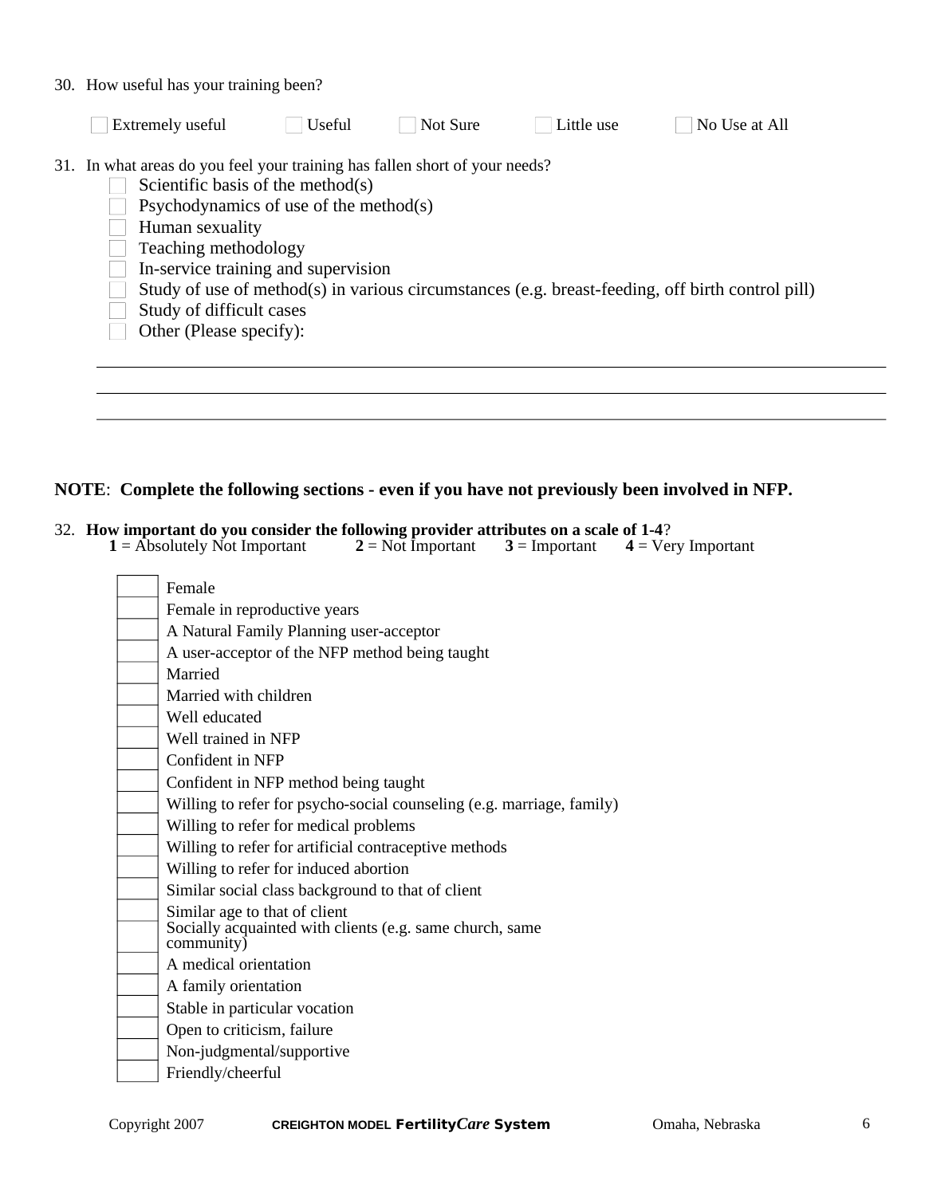30. How useful has your training been?

☐ Extremely useful ☐ Useful ☐ Not Sure ☐ Little use ☐ No Use at All

31. In what areas do you feel your training has fallen short of your needs?

- ☐ Scientific basis of the method(s)
- ☐ Psychodynamics of use of the method(s)
- ☐ Human sexuality
- ☐ Teaching methodology
- ☐ In-service training and supervision
- ☐ Study of use of method(s) in various circumstances (e.g. breast-feeding, off birth control pill)
- ☐ Study of difficult cases
- ☐ Other (Please specify):

_______________________________________________

_______________________________________________

_______________________________________________

**NOTE**: **Complete the following sections - even if you have not previously been involved in NFP.**

32. **How important do you consider the following provider attributes on a scale of 1-4**?
**1** = Absolutely Not Important **2** = Not Important **3** = Important **4** = Very Important

| | |
|---|---|
| | Female |
| | Female in reproductive years |
| | A Natural Family Planning user-acceptor |
| | A user-acceptor of the NFP method being taught |
| | Married |
| | Married with children |
| | Well educated |
| | Well trained in NFP |
| | Confident in NFP |
| | Confident in NFP method being taught |
| | Willing to refer for psycho-social counseling (e.g. marriage, family) |
| | Willing to refer for medical problems |
| | Willing to refer for artificial contraceptive methods |
| | Willing to refer for induced abortion |
| | Similar social class background to that of client |
| | Similar age to that of client |
| | Socially acquainted with clients (e.g. same church, same community) |
| | A medical orientation |
| | A family orientation |
| | Stable in particular vocation |
| | Open to criticism, failure |
| | Non-judgmental/supportive |
| | Friendly/cheerful |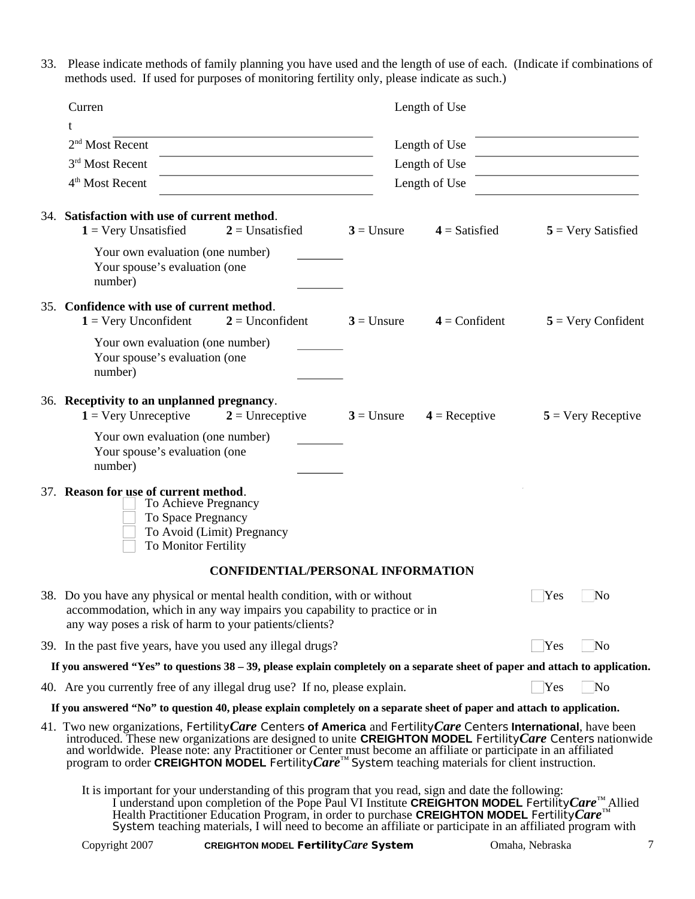33. Please indicate methods of family planning you have used and the length of use of each. (Indicate if combinations of methods used. If used for purposes of monitoring fertility only, please indicate as such.)

Current ____________________ Length of Use ____________________

2nd Most Recent ____________________ Length of Use ____________________

3rd Most Recent ____________________ Length of Use ____________________

4th Most Recent ____________________ Length of Use ____________________

34. **Satisfaction with use of current method**.
**1** = Very Unsatisfied **2** = Unsatisfied **3** = Unsure **4** = Satisfied **5** = Very Satisfied

Your own evaluation (one number) ________
Your spouse's evaluation (one number) ________

35. **Confidence with use of current method**.
**1** = Very Unconfident **2** = Unconfident **3** = Unsure **4** = Confident **5** = Very Confident

Your own evaluation (one number) ________
Your spouse's evaluation (one number) ________

36. **Receptivity to an unplanned pregnancy**.
**1** = Very Unreceptive **2** = Unreceptive **3** = Unsure **4** = Receptive **5** = Very Receptive

Your own evaluation (one number) ________
Your spouse's evaluation (one number) ________

37. **Reason for use of current method**.
- ☐ To Achieve Pregnancy
- ☐ To Space Pregnancy
- ☐ To Avoid (Limit) Pregnancy
- ☐ To Monitor Fertility

**CONFIDENTIAL/PERSONAL INFORMATION**

38. Do you have any physical or mental health condition, with or without accommodation, which in any way impairs you capability to practice or in any way poses a risk of harm to your patients/clients? ☐ Yes ☐ No

39. In the past five years, have you used any illegal drugs? ☐ Yes ☐ No

**If you answered "Yes" to questions 38 – 39, please explain completely on a separate sheet of paper and attach to application.**

40. Are you currently free of any illegal drug use? If no, please explain. ☐ Yes ☐ No

**If you answered "No" to question 40, please explain completely on a separate sheet of paper and attach to application.**

41. Two new organizations, Fertility***Care*** Centers **of America** and Fertility***Care*** Centers **International**, have been introduced. These new organizations are designed to unite **CREIGHTON MODEL** Fertility***Care*** Centers nationwide and worldwide. Please note: any Practitioner or Center must become an affiliate or participate in an affiliated program to order **CREIGHTON MODEL** Fertility***Care***™ System teaching materials for client instruction.

It is important for your understanding of this program that you read, sign and date the following:
I understand upon completion of the Pope Paul VI Institute **CREIGHTON MODEL** Fertility***Care***™ Allied Health Practitioner Education Program, in order to purchase **CREIGHTON MODEL** Fertility***Care***™ System teaching materials, I will need to become an affiliate or participate in an affiliated program with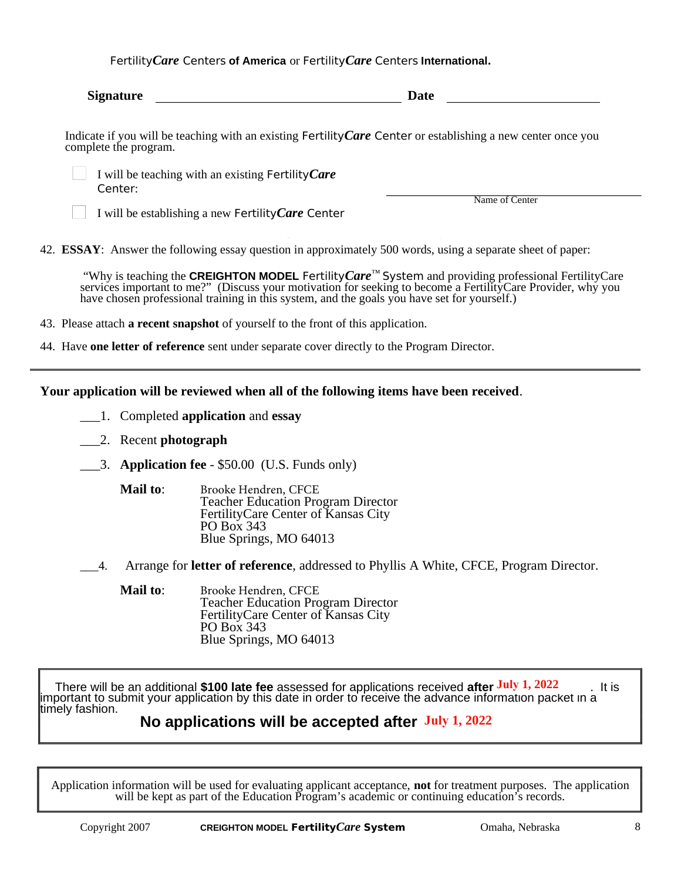Fertility*Care* Centers **of America** or Fertility*Care* Centers **International.**

**Signature** ______________________________ **Date** ________________

Indicate if you will be teaching with an existing Fertility*Care* Center or establishing a new center once you complete the program.

☐ I will be teaching with an existing Fertility*Care* Center: ______________________________
Name of Center

☐ I will be establishing a new Fertility*Care* Center

42. **ESSAY**: Answer the following essay question in approximately 500 words, using a separate sheet of paper:

    "Why is teaching the **CREIGHTON MODEL** Fertility*Care*™ System and providing professional FertilityCare services important to me?" (Discuss your motivation for seeking to become a FertilityCare Provider, why you have chosen professional training in this system, and the goals you have set for yourself.)

43. Please attach **a recent snapshot** of yourself to the front of this application.

44. Have **one letter of reference** sent under separate cover directly to the Program Director.

---

**Your application will be reviewed when all of the following items have been received**.

___1. Completed **application** and **essay**

___2. Recent **photograph**

___3. **Application fee** - $50.00 (U.S. Funds only)

**Mail to**:
Brooke Hendren, CFCE
Teacher Education Program Director
FertilityCare Center of Kansas City
PO Box 343
Blue Springs, MO 64013

___4. Arrange for **letter of reference**, addressed to Phyllis A White, CFCE, Program Director.

**Mail to**:
Brooke Hendren, CFCE
Teacher Education Program Director
FertilityCare Center of Kansas City
PO Box 343
Blue Springs, MO 64013

There will be an additional **$100 late fee** assessed for applications received **after** July 1, 2022. It is important to submit your application by this date in order to receive the advance information packet in a timely fashion.

**No applications will be accepted after July 1, 2022**

Application information will be used for evaluating applicant acceptance, **not** for treatment purposes. The application will be kept as part of the Education Program's academic or continuing education's records.

Copyright 2007 **CREIGHTON MODEL** **Fertility*Care* System** Omaha, Nebraska